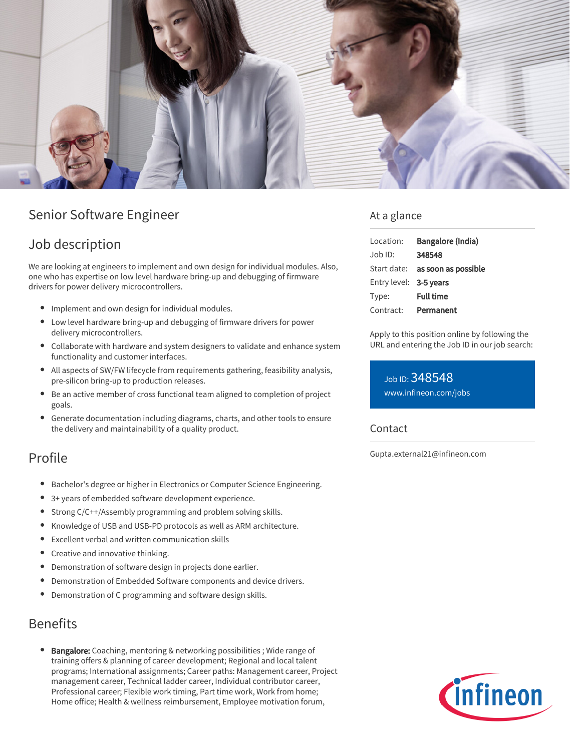# Senior Software Engineer

## Job description

We are looking at engineers to implement and own design for individual modules. Also, one who has expertise on low level hardware bring-up and debugging of firmware drivers for power delivery microcontrollers.

- Implement and own design for individual modules.
- Low level hardware bring-up and debugging of firmware drivers for power delivery microcontrollers.
- Collaborate with hardware and system designers to validate and enhance system functionality and customer interfaces.
- All aspects of SW/FW lifecycle from requirements gathering, feasibility analysis, pre-silicon bring-up to production releases.
- Be an active member of cross functional team aligned to completion of project goals.
- Generate documentation including diagrams, charts, and other tools to ensure the delivery and maintainability of a quality product.

## Profile

- Bachelor's degree or higher in Electronics or Computer Science Engineering.
- 3+ years of embedded software development experience.
- Strong C/C++/Assembly programming and problem solving skills.
- Knowledge of USB and USB-PD protocols as well as ARM architecture.
- Excellent verbal and written communication skills
- Creative and innovative thinking.
- Demonstration of software design in projects done earlier.
- Demonstration of Embedded Software components and device drivers.
- Demonstration of C programming and software design skills.

## Benefits

- **Bangalore:** Coaching, mentoring & networking possibilities ; Wide range of training offers & planning of career development; Regional and local talent programs; International assignments; Career paths: Management career, Project management career, Technical ladder career, Individual contributor career, Professional career; Flexible work timing, Part time work, Work from home; Home office; Health & wellness reimbursement, Employee motivation forum,

## At a glance

| | |
|---|---|
| Location: | **Bangalore (India)** |
| Job ID: | **348548** |
| Start date: | **as soon as possible** |
| Entry level: | **3-5 years** |
| Type: | **Full time** |
| Contract: | **Permanent** |

Apply to this position online by following the URL and entering the Job ID in our job search:

Job ID: 348548
www.infineon.com/jobs

## Contact

Gupta.external21@infineon.com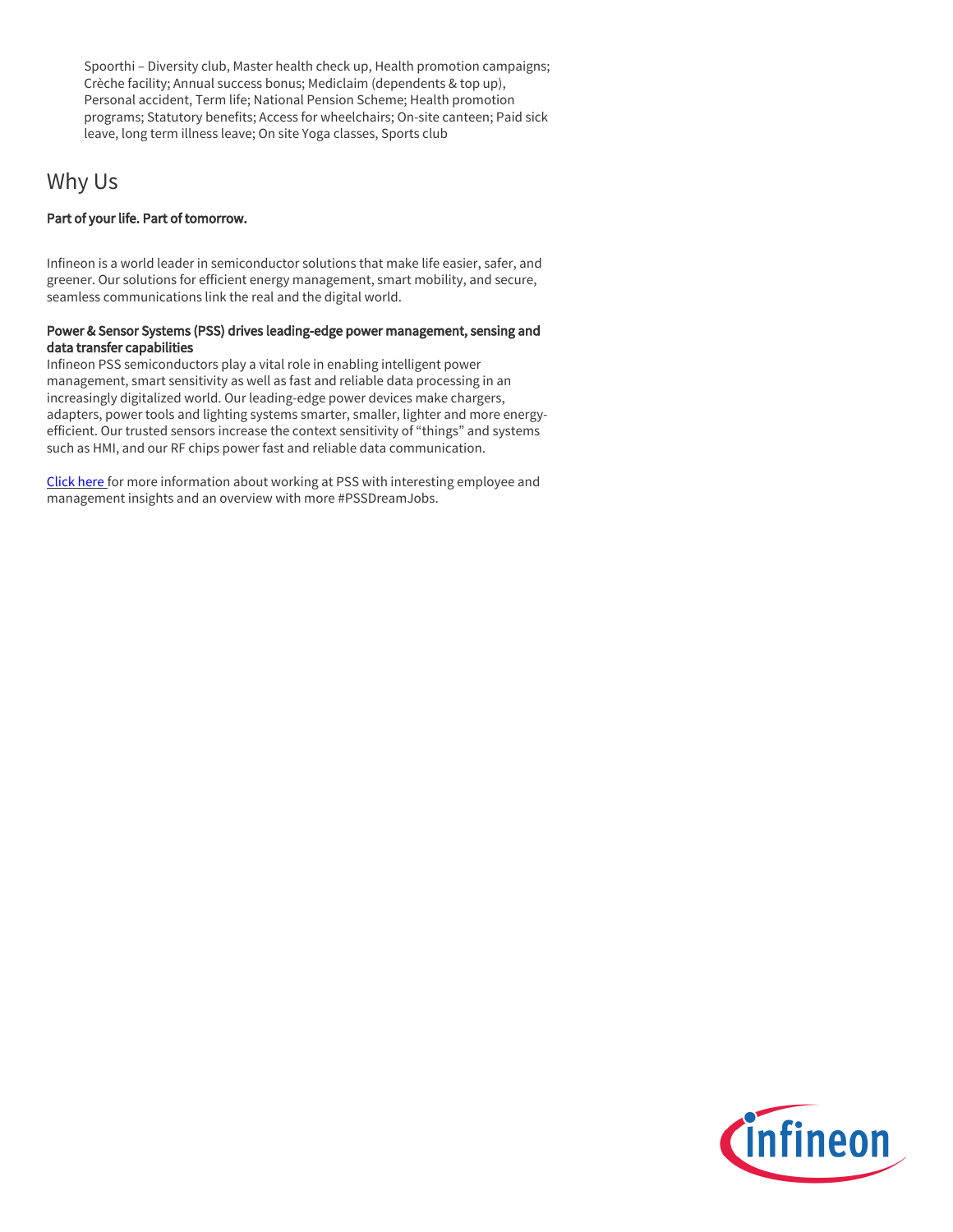Spoorthi – Diversity club, Master health check up, Health promotion campaigns; Crèche facility; Annual success bonus; Mediclaim (dependents & top up), Personal accident, Term life; National Pension Scheme; Health promotion programs; Statutory benefits; Access for wheelchairs; On-site canteen; Paid sick leave, long term illness leave; On site Yoga classes, Sports club

## Why Us

**Part of your life. Part of tomorrow.**

Infineon is a world leader in semiconductor solutions that make life easier, safer, and greener. Our solutions for efficient energy management, smart mobility, and secure, seamless communications link the real and the digital world.

**Power & Sensor Systems (PSS) drives leading-edge power management, sensing and data transfer capabilities**

Infineon PSS semiconductors play a vital role in enabling intelligent power management, smart sensitivity as well as fast and reliable data processing in an increasingly digitalized world. Our leading-edge power devices make chargers, adapters, power tools and lighting systems smarter, smaller, lighter and more energy-efficient. Our trusted sensors increase the context sensitivity of "things" and systems such as HMI, and our RF chips power fast and reliable data communication.

Click here for more information about working at PSS with interesting employee and management insights and an overview with more #PSSDreamJobs.